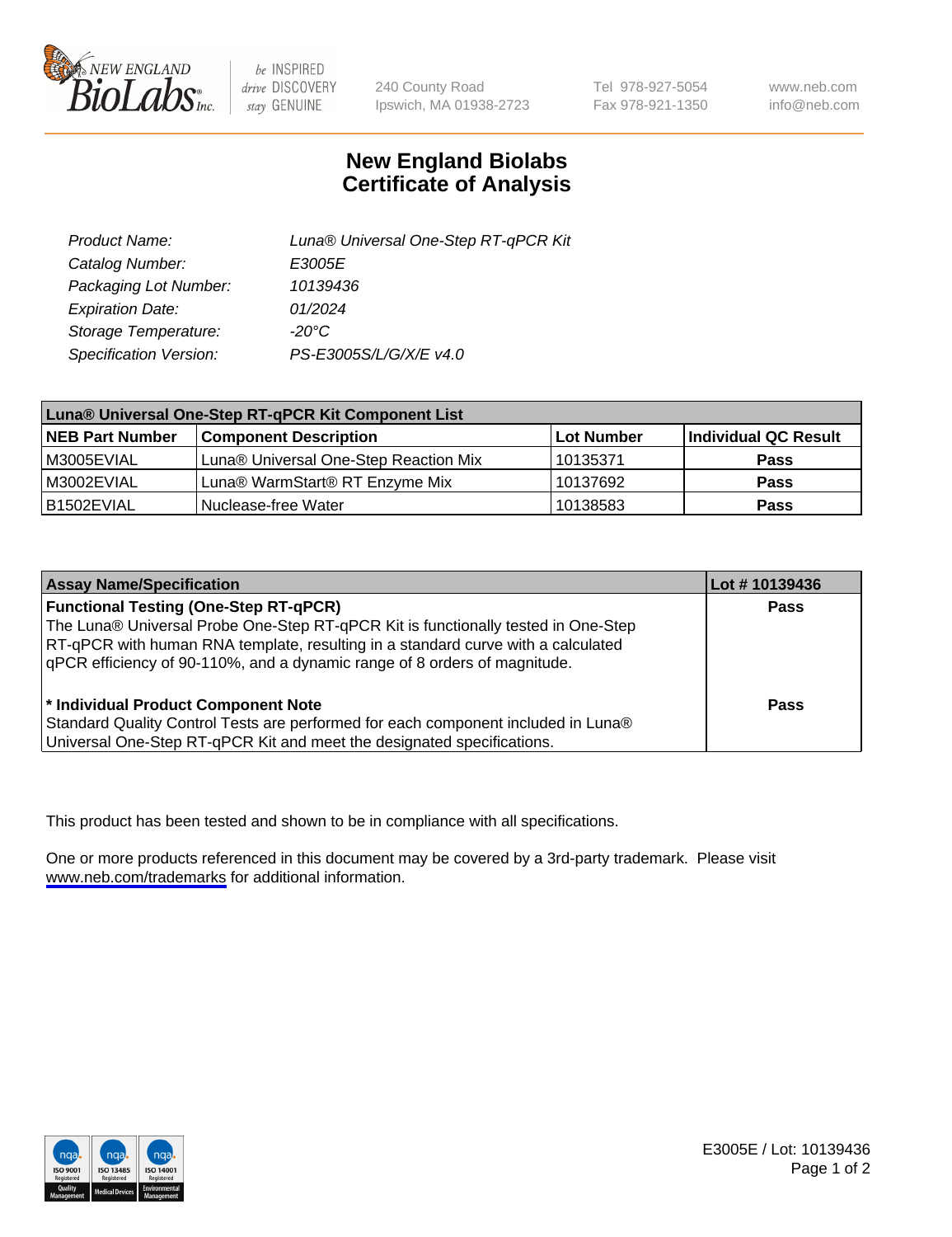# New England Biolabs
# Certificate of Analysis

| | |
|---|---|
| *Product Name:* | *Luna® Universal One-Step RT-qPCR Kit* |
| *Catalog Number:* | *E3005E* |
| *Packaging Lot Number:* | *10139436* |
| *Expiration Date:* | *01/2024* |
| *Storage Temperature:* | *-20°C* |
| *Specification Version:* | *PS-E3005S/L/G/X/E v4.0* |

| **Luna® Universal One-Step RT-qPCR Kit Component List** | | | |
|---|---|---|---|
| **NEB Part Number** | **Component Description** | **Lot Number** | **Individual QC Result** |
| M3005EVIAL | Luna® Universal One-Step Reaction Mix | 10135371 | **Pass** |
| M3002EVIAL | Luna® WarmStart® RT Enzyme Mix | 10137692 | **Pass** |
| B1502EVIAL | Nuclease-free Water | 10138583 | **Pass** |

| **Assay Name/Specification** | **Lot # 10139436** |
|---|---|
| **Functional Testing (One-Step RT-qPCR)**<br>The Luna® Universal Probe One-Step RT-qPCR Kit is functionally tested in One-Step RT-qPCR with human RNA template, resulting in a standard curve with a calculated qPCR efficiency of 90-110%, and a dynamic range of 8 orders of magnitude. | **Pass** |
| **\* Individual Product Component Note**<br>Standard Quality Control Tests are performed for each component included in Luna® Universal One-Step RT-qPCR Kit and meet the designated specifications. | **Pass** |

This product has been tested and shown to be in compliance with all specifications.

One or more products referenced in this document may be covered by a 3rd-party trademark. Please visit www.neb.com/trademarks for additional information.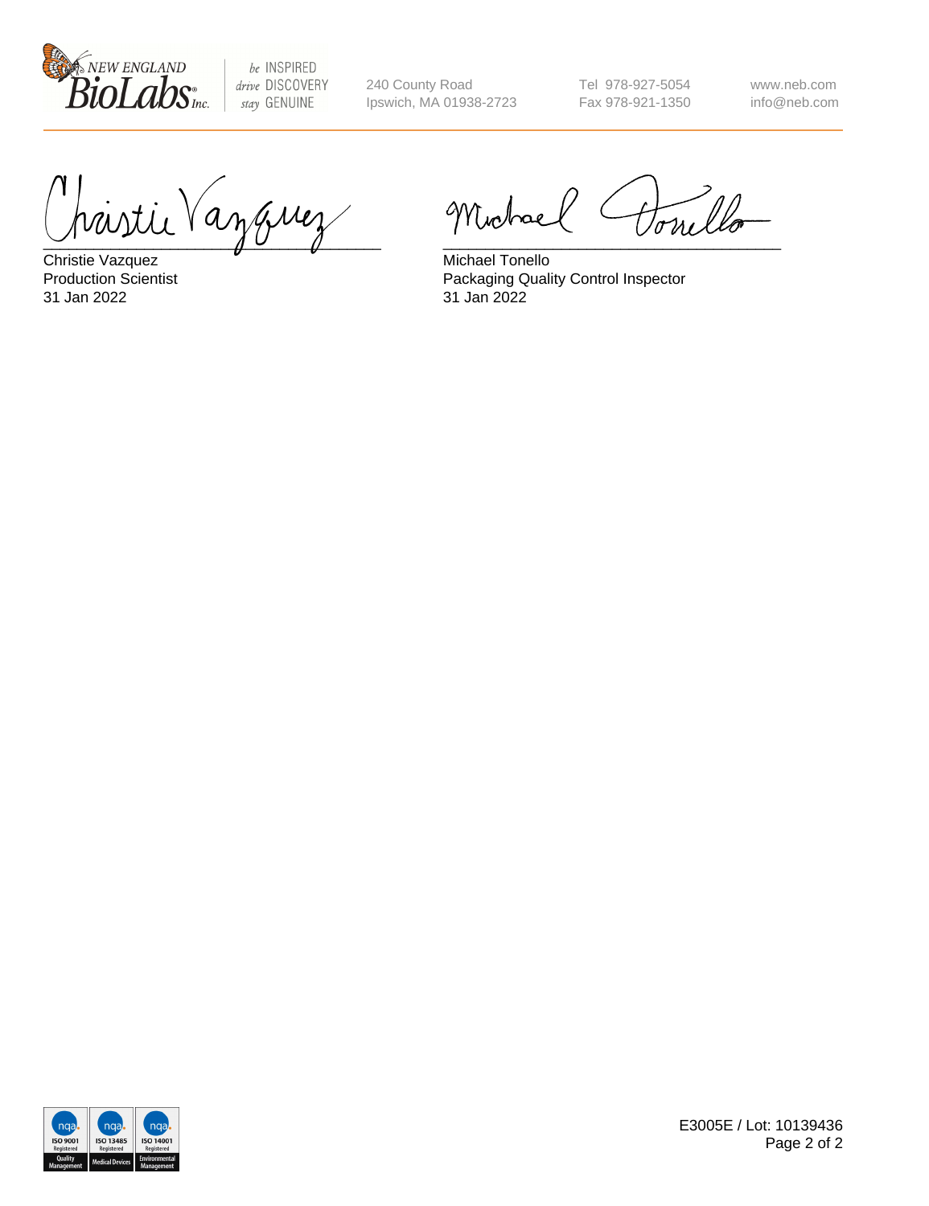Christie Vazquez
Production Scientist
31 Jan 2022

Michael Tonello
Packaging Quality Control Inspector
31 Jan 2022

E3005E / Lot: 10139436